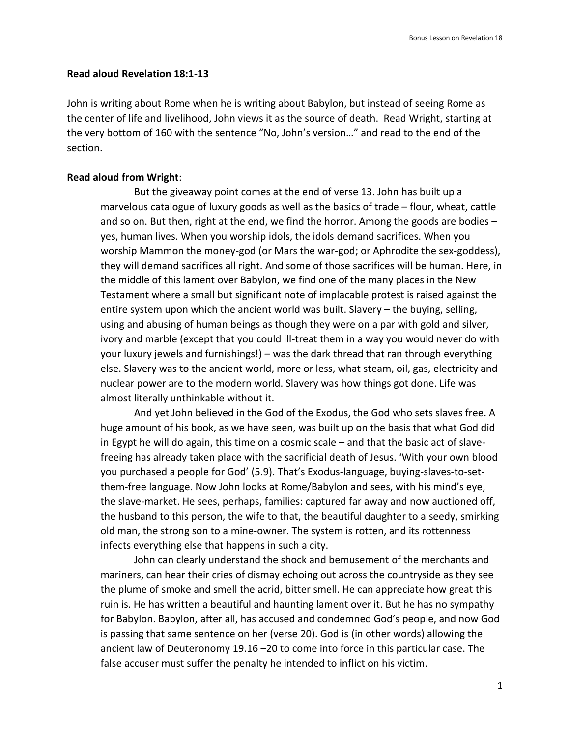**Read aloud Revelation 18:1-13**

John is writing about Rome when he is writing about Babylon, but instead of seeing Rome as the center of life and livelihood, John views it as the source of death. Read Wright, starting at the very bottom of 160 with the sentence "No, John's version…" and read to the end of the section.

**Read aloud from Wright**:

> But the giveaway point comes at the end of verse 13. John has built up a marvelous catalogue of luxury goods as well as the basics of trade – flour, wheat, cattle and so on. But then, right at the end, we find the horror. Among the goods are bodies – yes, human lives. When you worship idols, the idols demand sacrifices. When you worship Mammon the money-god (or Mars the war-god; or Aphrodite the sex-goddess), they will demand sacrifices all right. And some of those sacrifices will be human. Here, in the middle of this lament over Babylon, we find one of the many places in the New Testament where a small but significant note of implacable protest is raised against the entire system upon which the ancient world was built. Slavery – the buying, selling, using and abusing of human beings as though they were on a par with gold and silver, ivory and marble (except that you could ill-treat them in a way you would never do with your luxury jewels and furnishings!) – was the dark thread that ran through everything else. Slavery was to the ancient world, more or less, what steam, oil, gas, electricity and nuclear power are to the modern world. Slavery was how things got done. Life was almost literally unthinkable without it.
>
> And yet John believed in the God of the Exodus, the God who sets slaves free. A huge amount of his book, as we have seen, was built up on the basis that what God did in Egypt he will do again, this time on a cosmic scale – and that the basic act of slave-freeing has already taken place with the sacrificial death of Jesus. 'With your own blood you purchased a people for God' (5.9). That's Exodus-language, buying-slaves-to-set-them-free language. Now John looks at Rome/Babylon and sees, with his mind's eye, the slave-market. He sees, perhaps, families: captured far away and now auctioned off, the husband to this person, the wife to that, the beautiful daughter to a seedy, smirking old man, the strong son to a mine-owner. The system is rotten, and its rottenness infects everything else that happens in such a city.
>
> John can clearly understand the shock and bemusement of the merchants and mariners, can hear their cries of dismay echoing out across the countryside as they see the plume of smoke and smell the acrid, bitter smell. He can appreciate how great this ruin is. He has written a beautiful and haunting lament over it. But he has no sympathy for Babylon. Babylon, after all, has accused and condemned God's people, and now God is passing that same sentence on her (verse 20). God is (in other words) allowing the ancient law of Deuteronomy 19.16 –20 to come into force in this particular case. The false accuser must suffer the penalty he intended to inflict on his victim.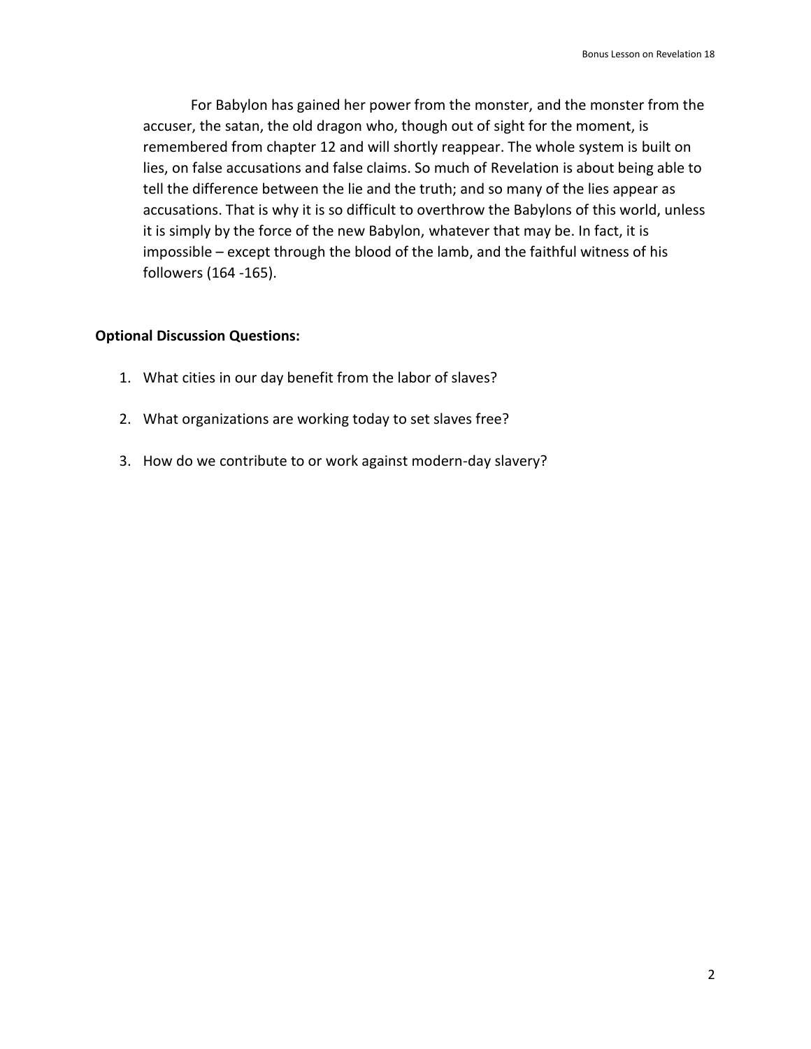For Babylon has gained her power from the monster, and the monster from the accuser, the satan, the old dragon who, though out of sight for the moment, is remembered from chapter 12 and will shortly reappear. The whole system is built on lies, on false accusations and false claims. So much of Revelation is about being able to tell the difference between the lie and the truth; and so many of the lies appear as accusations. That is why it is so difficult to overthrow the Babylons of this world, unless it is simply by the force of the new Babylon, whatever that may be. In fact, it is impossible – except through the blood of the lamb, and the faithful witness of his followers (164 -165).

**Optional Discussion Questions:**

1. What cities in our day benefit from the labor of slaves?
2. What organizations are working today to set slaves free?
3. How do we contribute to or work against modern-day slavery?